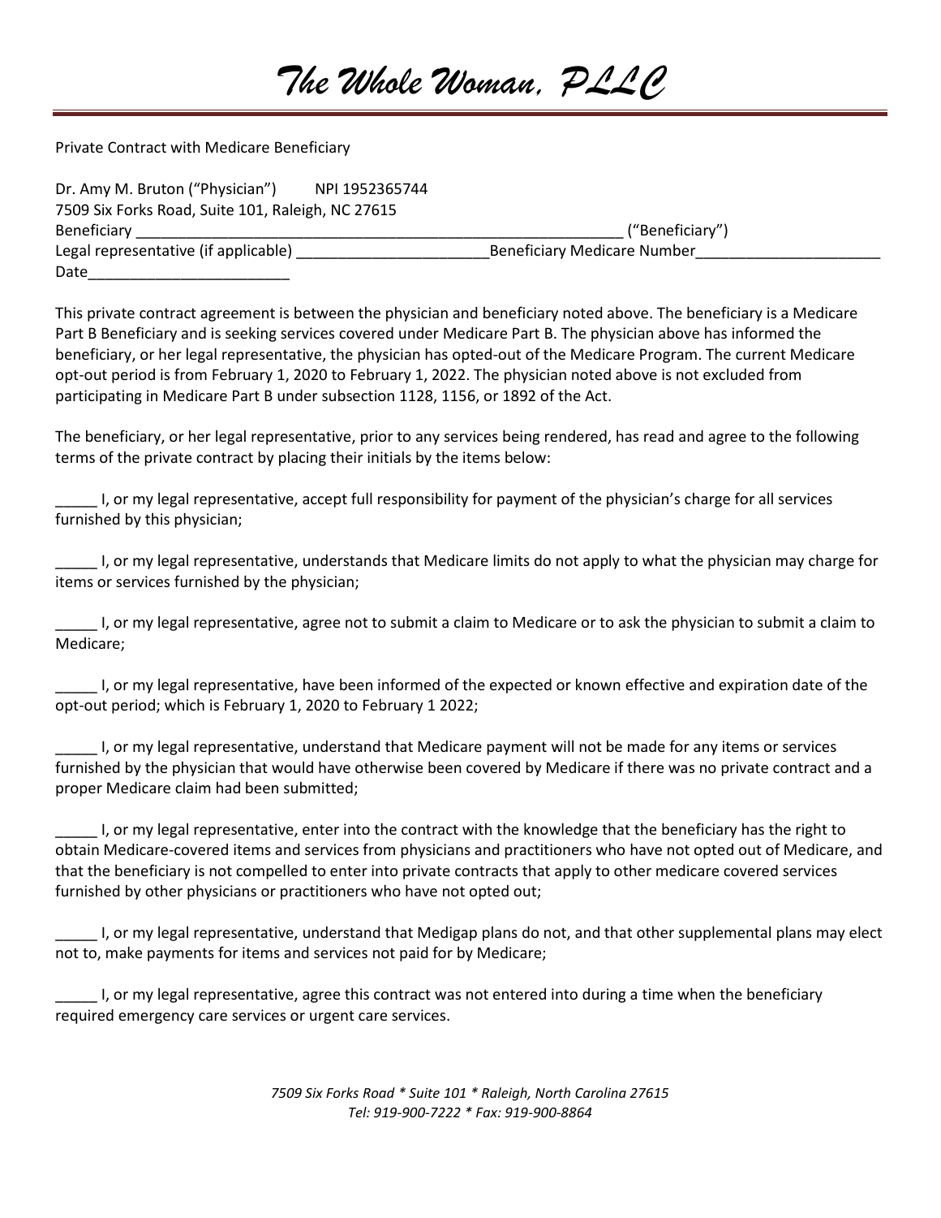# *The Whole Woman, PLLC*

Private Contract with Medicare Beneficiary

Dr. Amy M. Bruton ("Physician") NPI 1952365744
7509 Six Forks Road, Suite 101, Raleigh, NC 27615
Beneficiary ____________________________________________________________ ("Beneficiary")
Legal representative (if applicable) _______________________ Beneficiary Medicare Number______________________
Date________________________

This private contract agreement is between the physician and beneficiary noted above. The beneficiary is a Medicare Part B Beneficiary and is seeking services covered under Medicare Part B. The physician above has informed the beneficiary, or her legal representative, the physician has opted-out of the Medicare Program. The current Medicare opt-out period is from February 1, 2020 to February 1, 2022. The physician noted above is not excluded from participating in Medicare Part B under subsection 1128, 1156, or 1892 of the Act.

The beneficiary, or her legal representative, prior to any services being rendered, has read and agree to the following terms of the private contract by placing their initials by the items below:

_____ I, or my legal representative, accept full responsibility for payment of the physician's charge for all services furnished by this physician;

_____ I, or my legal representative, understands that Medicare limits do not apply to what the physician may charge for items or services furnished by the physician;

_____ I, or my legal representative, agree not to submit a claim to Medicare or to ask the physician to submit a claim to Medicare;

_____ I, or my legal representative, have been informed of the expected or known effective and expiration date of the opt-out period; which is February 1, 2020 to February 1 2022;

_____ I, or my legal representative, understand that Medicare payment will not be made for any items or services furnished by the physician that would have otherwise been covered by Medicare if there was no private contract and a proper Medicare claim had been submitted;

_____ I, or my legal representative, enter into the contract with the knowledge that the beneficiary has the right to obtain Medicare-covered items and services from physicians and practitioners who have not opted out of Medicare, and that the beneficiary is not compelled to enter into private contracts that apply to other medicare covered services furnished by other physicians or practitioners who have not opted out;

_____ I, or my legal representative, understand that Medigap plans do not, and that other supplemental plans may elect not to, make payments for items and services not paid for by Medicare;

_____ I, or my legal representative, agree this contract was not entered into during a time when the beneficiary required emergency care services or urgent care services.

*7509 Six Forks Road * Suite 101 * Raleigh, North Carolina 27615*
*Tel: 919-900-7222 * Fax: 919-900-8864*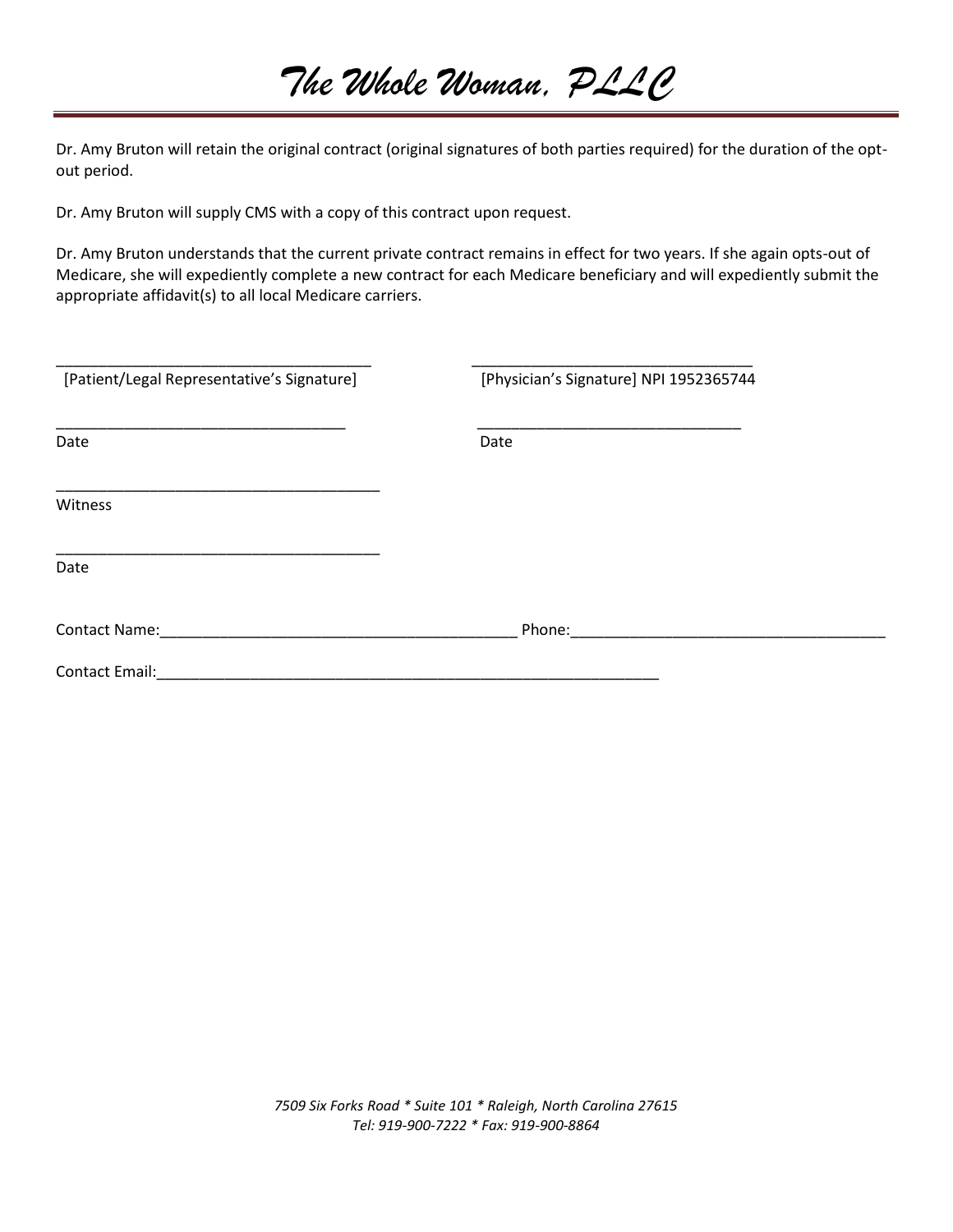# *The Whole Woman, PLLC*

Dr. Amy Bruton will retain the original contract (original signatures of both parties required) for the duration of the opt-out period.

Dr. Amy Bruton will supply CMS with a copy of this contract upon request.

Dr. Amy Bruton understands that the current private contract remains in effect for two years. If she again opts-out of Medicare, she will expediently complete a new contract for each Medicare beneficiary and will expediently submit the appropriate affidavit(s) to all local Medicare carriers.

______________________________________ ________________________________
[Patient/Legal Representative's Signature] [Physician's Signature] NPI 1952365744

__________________________________ _______________________________
Date Date

______________________________________
Witness

______________________________________
Date

Contact Name:__________________________________________ Phone:_____________________________________

Contact Email:____________________________________________________________

*7509 Six Forks Road * Suite 101 * Raleigh, North Carolina 27615*
*Tel: 919-900-7222 * Fax: 919-900-8864*